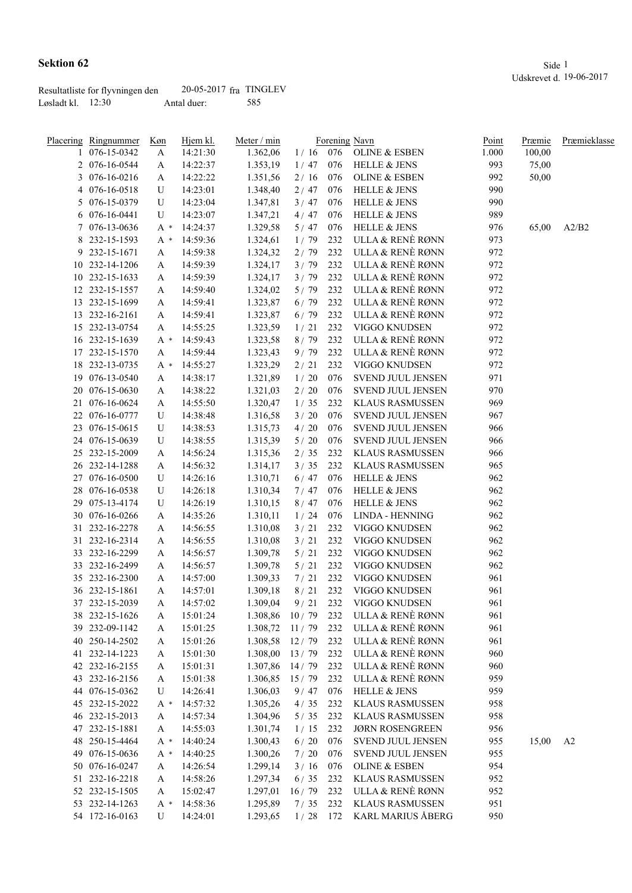# Sektion 62

Udskrevet d. 19-06-2017

Resultatliste for flyvningen den 20-05-2017 fra TINGLEV
Løsladt kl. 12:30 Antal duer: 585

| Placering | Ringnummer | Køn | Hjem kl. | Meter / min | Forening | | Navn | Point | Præmie | Præmieklasse |
|---|---|---|---|---|---|---|---|---|---|---|
| 1 | 076-15-0342 | A | 14:21:30 | 1.362,06 | 1 / 16 | 076 | OLINE & ESBEN | 1.000 | 100,00 | |
| 2 | 076-16-0544 | A | 14:22:37 | 1.353,19 | 1 / 47 | 076 | HELLE & JENS | 993 | 75,00 | |
| 3 | 076-16-0216 | A | 14:22:22 | 1.351,56 | 2 / 16 | 076 | OLINE & ESBEN | 992 | 50,00 | |
| 4 | 076-16-0518 | U | 14:23:01 | 1.348,40 | 2 / 47 | 076 | HELLE & JENS | 990 | | |
| 5 | 076-15-0379 | U | 14:23:04 | 1.347,81 | 3 / 47 | 076 | HELLE & JENS | 990 | | |
| 6 | 076-16-0441 | U | 14:23:07 | 1.347,21 | 4 / 47 | 076 | HELLE & JENS | 989 | | |
| 7 | 076-13-0636 | A * | 14:24:37 | 1.329,58 | 5 / 47 | 076 | HELLE & JENS | 976 | 65,00 | A2/B2 |
| 8 | 232-15-1593 | A * | 14:59:36 | 1.324,61 | 1 / 79 | 232 | ULLA & RENÈ RØNN | 973 | | |
| 9 | 232-15-1671 | A | 14:59:38 | 1.324,32 | 2 / 79 | 232 | ULLA & RENÈ RØNN | 972 | | |
| 10 | 232-14-1206 | A | 14:59:39 | 1.324,17 | 3 / 79 | 232 | ULLA & RENÈ RØNN | 972 | | |
| 10 | 232-15-1633 | A | 14:59:39 | 1.324,17 | 3 / 79 | 232 | ULLA & RENÈ RØNN | 972 | | |
| 12 | 232-15-1557 | A | 14:59:40 | 1.324,02 | 5 / 79 | 232 | ULLA & RENÈ RØNN | 972 | | |
| 13 | 232-15-1699 | A | 14:59:41 | 1.323,87 | 6 / 79 | 232 | ULLA & RENÈ RØNN | 972 | | |
| 13 | 232-16-2161 | A | 14:59:41 | 1.323,87 | 6 / 79 | 232 | ULLA & RENÈ RØNN | 972 | | |
| 15 | 232-13-0754 | A | 14:55:25 | 1.323,59 | 1 / 21 | 232 | VIGGO KNUDSEN | 972 | | |
| 16 | 232-15-1639 | A * | 14:59:43 | 1.323,58 | 8 / 79 | 232 | ULLA & RENÈ RØNN | 972 | | |
| 17 | 232-15-1570 | A | 14:59:44 | 1.323,43 | 9 / 79 | 232 | ULLA & RENÈ RØNN | 972 | | |
| 18 | 232-13-0735 | A * | 14:55:27 | 1.323,29 | 2 / 21 | 232 | VIGGO KNUDSEN | 972 | | |
| 19 | 076-13-0540 | A | 14:38:17 | 1.321,89 | 1 / 20 | 076 | SVEND JUUL JENSEN | 971 | | |
| 20 | 076-15-0630 | A | 14:38:22 | 1.321,03 | 2 / 20 | 076 | SVEND JUUL JENSEN | 970 | | |
| 21 | 076-16-0624 | A | 14:55:50 | 1.320,47 | 1 / 35 | 232 | KLAUS RASMUSSEN | 969 | | |
| 22 | 076-16-0777 | U | 14:38:48 | 1.316,58 | 3 / 20 | 076 | SVEND JUUL JENSEN | 967 | | |
| 23 | 076-15-0615 | U | 14:38:53 | 1.315,73 | 4 / 20 | 076 | SVEND JUUL JENSEN | 966 | | |
| 24 | 076-15-0639 | U | 14:38:55 | 1.315,39 | 5 / 20 | 076 | SVEND JUUL JENSEN | 966 | | |
| 25 | 232-15-2009 | A | 14:56:24 | 1.315,36 | 2 / 35 | 232 | KLAUS RASMUSSEN | 966 | | |
| 26 | 232-14-1288 | A | 14:56:32 | 1.314,17 | 3 / 35 | 232 | KLAUS RASMUSSEN | 965 | | |
| 27 | 076-16-0500 | U | 14:26:16 | 1.310,71 | 6 / 47 | 076 | HELLE & JENS | 962 | | |
| 28 | 076-16-0538 | U | 14:26:18 | 1.310,34 | 7 / 47 | 076 | HELLE & JENS | 962 | | |
| 29 | 075-13-4174 | U | 14:26:19 | 1.310,15 | 8 / 47 | 076 | HELLE & JENS | 962 | | |
| 30 | 076-16-0266 | A | 14:35:26 | 1.310,11 | 1 / 24 | 076 | LINDA - HENNING | 962 | | |
| 31 | 232-16-2278 | A | 14:56:55 | 1.310,08 | 3 / 21 | 232 | VIGGO KNUDSEN | 962 | | |
| 31 | 232-16-2314 | A | 14:56:55 | 1.310,08 | 3 / 21 | 232 | VIGGO KNUDSEN | 962 | | |
| 33 | 232-16-2299 | A | 14:56:57 | 1.309,78 | 5 / 21 | 232 | VIGGO KNUDSEN | 962 | | |
| 33 | 232-16-2499 | A | 14:56:57 | 1.309,78 | 5 / 21 | 232 | VIGGO KNUDSEN | 962 | | |
| 35 | 232-16-2300 | A | 14:57:00 | 1.309,33 | 7 / 21 | 232 | VIGGO KNUDSEN | 961 | | |
| 36 | 232-15-1861 | A | 14:57:01 | 1.309,18 | 8 / 21 | 232 | VIGGO KNUDSEN | 961 | | |
| 37 | 232-15-2039 | A | 14:57:02 | 1.309,04 | 9 / 21 | 232 | VIGGO KNUDSEN | 961 | | |
| 38 | 232-15-1626 | A | 15:01:24 | 1.308,86 | 10 / 79 | 232 | ULLA & RENÈ RØNN | 961 | | |
| 39 | 232-09-1142 | A | 15:01:25 | 1.308,72 | 11 / 79 | 232 | ULLA & RENÈ RØNN | 961 | | |
| 40 | 250-14-2502 | A | 15:01:26 | 1.308,58 | 12 / 79 | 232 | ULLA & RENÈ RØNN | 961 | | |
| 41 | 232-14-1223 | A | 15:01:30 | 1.308,00 | 13 / 79 | 232 | ULLA & RENÈ RØNN | 960 | | |
| 42 | 232-16-2155 | A | 15:01:31 | 1.307,86 | 14 / 79 | 232 | ULLA & RENÈ RØNN | 960 | | |
| 43 | 232-16-2156 | A | 15:01:38 | 1.306,85 | 15 / 79 | 232 | ULLA & RENÈ RØNN | 959 | | |
| 44 | 076-15-0362 | U | 14:26:41 | 1.306,03 | 9 / 47 | 076 | HELLE & JENS | 959 | | |
| 45 | 232-15-2022 | A * | 14:57:32 | 1.305,26 | 4 / 35 | 232 | KLAUS RASMUSSEN | 958 | | |
| 46 | 232-15-2013 | A | 14:57:34 | 1.304,96 | 5 / 35 | 232 | KLAUS RASMUSSEN | 958 | | |
| 47 | 232-15-1881 | A | 14:55:03 | 1.301,74 | 1 / 15 | 232 | JØRN ROSENGREEN | 956 | | |
| 48 | 250-15-4464 | A * | 14:40:24 | 1.300,43 | 6 / 20 | 076 | SVEND JUUL JENSEN | 955 | 15,00 | A2 |
| 49 | 076-15-0636 | A * | 14:40:25 | 1.300,26 | 7 / 20 | 076 | SVEND JUUL JENSEN | 955 | | |
| 50 | 076-16-0247 | A | 14:26:54 | 1.299,14 | 3 / 16 | 076 | OLINE & ESBEN | 954 | | |
| 51 | 232-16-2218 | A | 14:58:26 | 1.297,34 | 6 / 35 | 232 | KLAUS RASMUSSEN | 952 | | |
| 52 | 232-15-1505 | A | 15:02:47 | 1.297,01 | 16 / 79 | 232 | ULLA & RENÈ RØNN | 952 | | |
| 53 | 232-14-1263 | A * | 14:58:36 | 1.295,89 | 7 / 35 | 232 | KLAUS RASMUSSEN | 951 | | |
| 54 | 172-16-0163 | U | 14:24:01 | 1.293,65 | 1 / 28 | 172 | KARL MARIUS ÅBERG | 950 | | |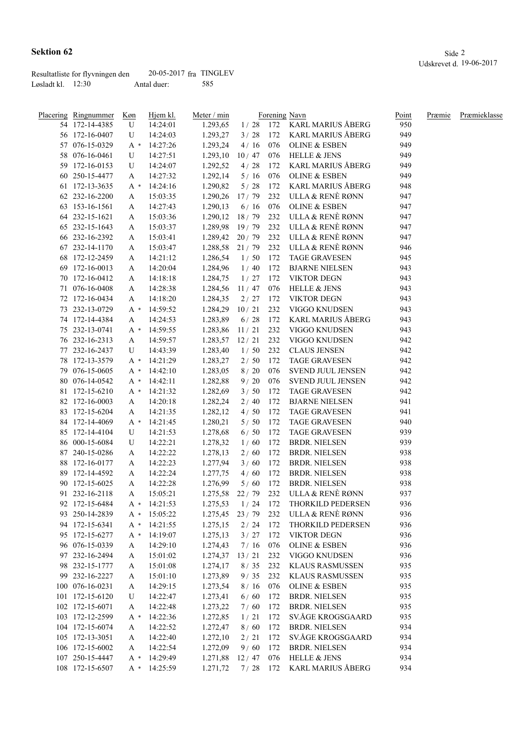# Sektion 62

Udskrevet d. 19-06-2017

Resultatliste for flyvningen den 20-05-2017 fra TINGLEV
Løsladt kl. 12:30 Antal duer: 585

| Placering | Ringnummer | Køn | Hjem kl. | Meter / min | | Forening | Navn | Point | Præmie | Præmieklasse |
|---|---|---|---|---|---|---|---|---|---|---|
| 54 | 172-14-4385 | U | 14:24:01 | 1.293,65 | 1 / 28 | 172 | KARL MARIUS ÅBERG | 950 | | |
| 56 | 172-16-0407 | U | 14:24:03 | 1.293,27 | 3 / 28 | 172 | KARL MARIUS ÅBERG | 949 | | |
| 57 | 076-15-0329 | A * | 14:27:26 | 1.293,24 | 4 / 16 | 076 | OLINE & ESBEN | 949 | | |
| 58 | 076-16-0461 | U | 14:27:51 | 1.293,10 | 10 / 47 | 076 | HELLE & JENS | 949 | | |
| 59 | 172-16-0153 | U | 14:24:07 | 1.292,52 | 4 / 28 | 172 | KARL MARIUS ÅBERG | 949 | | |
| 60 | 250-15-4477 | A | 14:27:32 | 1.292,14 | 5 / 16 | 076 | OLINE & ESBEN | 949 | | |
| 61 | 172-13-3635 | A * | 14:24:16 | 1.290,82 | 5 / 28 | 172 | KARL MARIUS ÅBERG | 948 | | |
| 62 | 232-16-2200 | A | 15:03:35 | 1.290,26 | 17 / 79 | 232 | ULLA & RENÈ RØNN | 947 | | |
| 63 | 153-16-1561 | A | 14:27:43 | 1.290,13 | 6 / 16 | 076 | OLINE & ESBEN | 947 | | |
| 64 | 232-15-1621 | A | 15:03:36 | 1.290,12 | 18 / 79 | 232 | ULLA & RENÈ RØNN | 947 | | |
| 65 | 232-15-1643 | A | 15:03:37 | 1.289,98 | 19 / 79 | 232 | ULLA & RENÈ RØNN | 947 | | |
| 66 | 232-16-2392 | A | 15:03:41 | 1.289,42 | 20 / 79 | 232 | ULLA & RENÈ RØNN | 947 | | |
| 67 | 232-14-1170 | A | 15:03:47 | 1.288,58 | 21 / 79 | 232 | ULLA & RENÈ RØNN | 946 | | |
| 68 | 172-12-2459 | A | 14:21:12 | 1.286,54 | 1 / 50 | 172 | TAGE GRAVESEN | 945 | | |
| 69 | 172-16-0013 | A | 14:20:04 | 1.284,96 | 1 / 40 | 172 | BJARNE NIELSEN | 943 | | |
| 70 | 172-16-0412 | A | 14:18:18 | 1.284,75 | 1 / 27 | 172 | VIKTOR DEGN | 943 | | |
| 71 | 076-16-0408 | A | 14:28:38 | 1.284,56 | 11 / 47 | 076 | HELLE & JENS | 943 | | |
| 72 | 172-16-0434 | A | 14:18:20 | 1.284,35 | 2 / 27 | 172 | VIKTOR DEGN | 943 | | |
| 73 | 232-13-0729 | A * | 14:59:52 | 1.284,29 | 10 / 21 | 232 | VIGGO KNUDSEN | 943 | | |
| 74 | 172-14-4384 | A | 14:24:53 | 1.283,89 | 6 / 28 | 172 | KARL MARIUS ÅBERG | 943 | | |
| 75 | 232-13-0741 | A * | 14:59:55 | 1.283,86 | 11 / 21 | 232 | VIGGO KNUDSEN | 943 | | |
| 76 | 232-16-2313 | A | 14:59:57 | 1.283,57 | 12 / 21 | 232 | VIGGO KNUDSEN | 942 | | |
| 77 | 232-16-2437 | U | 14:43:39 | 1.283,40 | 1 / 50 | 232 | CLAUS JENSEN | 942 | | |
| 78 | 172-13-3579 | A * | 14:21:29 | 1.283,27 | 2 / 50 | 172 | TAGE GRAVESEN | 942 | | |
| 79 | 076-15-0605 | A * | 14:42:10 | 1.283,05 | 8 / 20 | 076 | SVEND JUUL JENSEN | 942 | | |
| 80 | 076-14-0542 | A * | 14:42:11 | 1.282,88 | 9 / 20 | 076 | SVEND JUUL JENSEN | 942 | | |
| 81 | 172-15-6210 | A * | 14:21:32 | 1.282,69 | 3 / 50 | 172 | TAGE GRAVESEN | 942 | | |
| 82 | 172-16-0003 | A | 14:20:18 | 1.282,24 | 2 / 40 | 172 | BJARNE NIELSEN | 941 | | |
| 83 | 172-15-6204 | A | 14:21:35 | 1.282,12 | 4 / 50 | 172 | TAGE GRAVESEN | 941 | | |
| 84 | 172-14-4069 | A * | 14:21:45 | 1.280,21 | 5 / 50 | 172 | TAGE GRAVESEN | 940 | | |
| 85 | 172-14-4104 | U | 14:21:53 | 1.278,68 | 6 / 50 | 172 | TAGE GRAVESEN | 939 | | |
| 86 | 000-15-6084 | U | 14:22:21 | 1.278,32 | 1 / 60 | 172 | BRDR. NIELSEN | 939 | | |
| 87 | 240-15-0286 | A | 14:22:22 | 1.278,13 | 2 / 60 | 172 | BRDR. NIELSEN | 938 | | |
| 88 | 172-16-0177 | A | 14:22:23 | 1.277,94 | 3 / 60 | 172 | BRDR. NIELSEN | 938 | | |
| 89 | 172-14-4592 | A | 14:22:24 | 1.277,75 | 4 / 60 | 172 | BRDR. NIELSEN | 938 | | |
| 90 | 172-15-6025 | A | 14:22:28 | 1.276,99 | 5 / 60 | 172 | BRDR. NIELSEN | 938 | | |
| 91 | 232-16-2118 | A | 15:05:21 | 1.275,58 | 22 / 79 | 232 | ULLA & RENÈ RØNN | 937 | | |
| 92 | 172-15-6484 | A * | 14:21:53 | 1.275,53 | 1 / 24 | 172 | THORKILD PEDERSEN | 936 | | |
| 93 | 250-14-2839 | A * | 15:05:22 | 1.275,45 | 23 / 79 | 232 | ULLA & RENÈ RØNN | 936 | | |
| 94 | 172-15-6341 | A * | 14:21:55 | 1.275,15 | 2 / 24 | 172 | THORKILD PEDERSEN | 936 | | |
| 95 | 172-15-6277 | A * | 14:19:07 | 1.275,13 | 3 / 27 | 172 | VIKTOR DEGN | 936 | | |
| 96 | 076-15-0339 | A | 14:29:10 | 1.274,43 | 7 / 16 | 076 | OLINE & ESBEN | 936 | | |
| 97 | 232-16-2494 | A | 15:01:02 | 1.274,37 | 13 / 21 | 232 | VIGGO KNUDSEN | 936 | | |
| 98 | 232-15-1777 | A | 15:01:08 | 1.274,17 | 8 / 35 | 232 | KLAUS RASMUSSEN | 935 | | |
| 99 | 232-16-2227 | A | 15:01:10 | 1.273,89 | 9 / 35 | 232 | KLAUS RASMUSSEN | 935 | | |
| 100 | 076-16-0231 | A | 14:29:15 | 1.273,54 | 8 / 16 | 076 | OLINE & ESBEN | 935 | | |
| 101 | 172-15-6120 | U | 14:22:47 | 1.273,41 | 6 / 60 | 172 | BRDR. NIELSEN | 935 | | |
| 102 | 172-15-6071 | A | 14:22:48 | 1.273,22 | 7 / 60 | 172 | BRDR. NIELSEN | 935 | | |
| 103 | 172-12-2599 | A * | 14:22:36 | 1.272,85 | 1 / 21 | 172 | SV.ÅGE KROGSGAARD | 935 | | |
| 104 | 172-15-6074 | A | 14:22:52 | 1.272,47 | 8 / 60 | 172 | BRDR. NIELSEN | 934 | | |
| 105 | 172-13-3051 | A | 14:22:40 | 1.272,10 | 2 / 21 | 172 | SV.ÅGE KROGSGAARD | 934 | | |
| 106 | 172-15-6002 | A | 14:22:54 | 1.272,09 | 9 / 60 | 172 | BRDR. NIELSEN | 934 | | |
| 107 | 250-15-4447 | A * | 14:29:49 | 1.271,88 | 12 / 47 | 076 | HELLE & JENS | 934 | | |
| 108 | 172-15-6507 | A * | 14:25:59 | 1.271,72 | 7 / 28 | 172 | KARL MARIUS ÅBERG | 934 | | |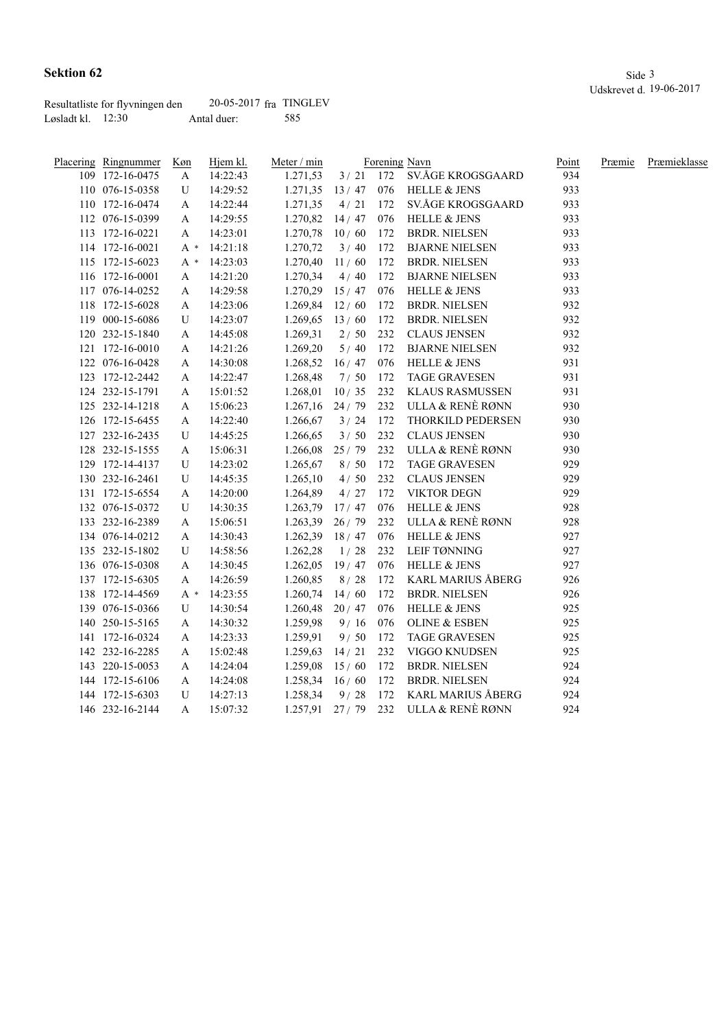# Sektion 62

Udskrevet d. 19-06-2017

Resultatliste for flyvningen den 20-05-2017 fra TINGLEV
Løsladt kl. 12:30 Antal duer: 585

| Placering | Ringnummer | Køn | Hjem kl. | Meter / min | | Forening | Navn | Point | Præmie | Præmieklasse |
|---|---|---|---|---|---|---|---|---|---|---|
| 109 | 172-16-0475 | A | 14:22:43 | 1.271,53 | 3 / 21 | 172 | SV.ÅGE KROGSGAARD | 934 | | |
| 110 | 076-15-0358 | U | 14:29:52 | 1.271,35 | 13 / 47 | 076 | HELLE & JENS | 933 | | |
| 110 | 172-16-0474 | A | 14:22:44 | 1.271,35 | 4 / 21 | 172 | SV.ÅGE KROGSGAARD | 933 | | |
| 112 | 076-15-0399 | A | 14:29:55 | 1.270,82 | 14 / 47 | 076 | HELLE & JENS | 933 | | |
| 113 | 172-16-0221 | A | 14:23:01 | 1.270,78 | 10 / 60 | 172 | BRDR. NIELSEN | 933 | | |
| 114 | 172-16-0021 | A * | 14:21:18 | 1.270,72 | 3 / 40 | 172 | BJARNE NIELSEN | 933 | | |
| 115 | 172-15-6023 | A * | 14:23:03 | 1.270,40 | 11 / 60 | 172 | BRDR. NIELSEN | 933 | | |
| 116 | 172-16-0001 | A | 14:21:20 | 1.270,34 | 4 / 40 | 172 | BJARNE NIELSEN | 933 | | |
| 117 | 076-14-0252 | A | 14:29:58 | 1.270,29 | 15 / 47 | 076 | HELLE & JENS | 933 | | |
| 118 | 172-15-6028 | A | 14:23:06 | 1.269,84 | 12 / 60 | 172 | BRDR. NIELSEN | 932 | | |
| 119 | 000-15-6086 | U | 14:23:07 | 1.269,65 | 13 / 60 | 172 | BRDR. NIELSEN | 932 | | |
| 120 | 232-15-1840 | A | 14:45:08 | 1.269,31 | 2 / 50 | 232 | CLAUS JENSEN | 932 | | |
| 121 | 172-16-0010 | A | 14:21:26 | 1.269,20 | 5 / 40 | 172 | BJARNE NIELSEN | 932 | | |
| 122 | 076-16-0428 | A | 14:30:08 | 1.268,52 | 16 / 47 | 076 | HELLE & JENS | 931 | | |
| 123 | 172-12-2442 | A | 14:22:47 | 1.268,48 | 7 / 50 | 172 | TAGE GRAVESEN | 931 | | |
| 124 | 232-15-1791 | A | 15:01:52 | 1.268,01 | 10 / 35 | 232 | KLAUS RASMUSSEN | 931 | | |
| 125 | 232-14-1218 | A | 15:06:23 | 1.267,16 | 24 / 79 | 232 | ULLA & RENÈ RØNN | 930 | | |
| 126 | 172-15-6455 | A | 14:22:40 | 1.266,67 | 3 / 24 | 172 | THORKILD PEDERSEN | 930 | | |
| 127 | 232-16-2435 | U | 14:45:25 | 1.266,65 | 3 / 50 | 232 | CLAUS JENSEN | 930 | | |
| 128 | 232-15-1555 | A | 15:06:31 | 1.266,08 | 25 / 79 | 232 | ULLA & RENÈ RØNN | 930 | | |
| 129 | 172-14-4137 | U | 14:23:02 | 1.265,67 | 8 / 50 | 172 | TAGE GRAVESEN | 929 | | |
| 130 | 232-16-2461 | U | 14:45:35 | 1.265,10 | 4 / 50 | 232 | CLAUS JENSEN | 929 | | |
| 131 | 172-15-6554 | A | 14:20:00 | 1.264,89 | 4 / 27 | 172 | VIKTOR DEGN | 929 | | |
| 132 | 076-15-0372 | U | 14:30:35 | 1.263,79 | 17 / 47 | 076 | HELLE & JENS | 928 | | |
| 133 | 232-16-2389 | A | 15:06:51 | 1.263,39 | 26 / 79 | 232 | ULLA & RENÈ RØNN | 928 | | |
| 134 | 076-14-0212 | A | 14:30:43 | 1.262,39 | 18 / 47 | 076 | HELLE & JENS | 927 | | |
| 135 | 232-15-1802 | U | 14:58:56 | 1.262,28 | 1 / 28 | 232 | LEIF TØNNING | 927 | | |
| 136 | 076-15-0308 | A | 14:30:45 | 1.262,05 | 19 / 47 | 076 | HELLE & JENS | 927 | | |
| 137 | 172-15-6305 | A | 14:26:59 | 1.260,85 | 8 / 28 | 172 | KARL MARIUS ÅBERG | 926 | | |
| 138 | 172-14-4569 | A * | 14:23:55 | 1.260,74 | 14 / 60 | 172 | BRDR. NIELSEN | 926 | | |
| 139 | 076-15-0366 | U | 14:30:54 | 1.260,48 | 20 / 47 | 076 | HELLE & JENS | 925 | | |
| 140 | 250-15-5165 | A | 14:30:32 | 1.259,98 | 9 / 16 | 076 | OLINE & ESBEN | 925 | | |
| 141 | 172-16-0324 | A | 14:23:33 | 1.259,91 | 9 / 50 | 172 | TAGE GRAVESEN | 925 | | |
| 142 | 232-16-2285 | A | 15:02:48 | 1.259,63 | 14 / 21 | 232 | VIGGO KNUDSEN | 925 | | |
| 143 | 220-15-0053 | A | 14:24:04 | 1.259,08 | 15 / 60 | 172 | BRDR. NIELSEN | 924 | | |
| 144 | 172-15-6106 | A | 14:24:08 | 1.258,34 | 16 / 60 | 172 | BRDR. NIELSEN | 924 | | |
| 144 | 172-15-6303 | U | 14:27:13 | 1.258,34 | 9 / 28 | 172 | KARL MARIUS ÅBERG | 924 | | |
| 146 | 232-16-2144 | A | 15:07:32 | 1.257,91 | 27 / 79 | 232 | ULLA & RENÈ RØNN | 924 | | |